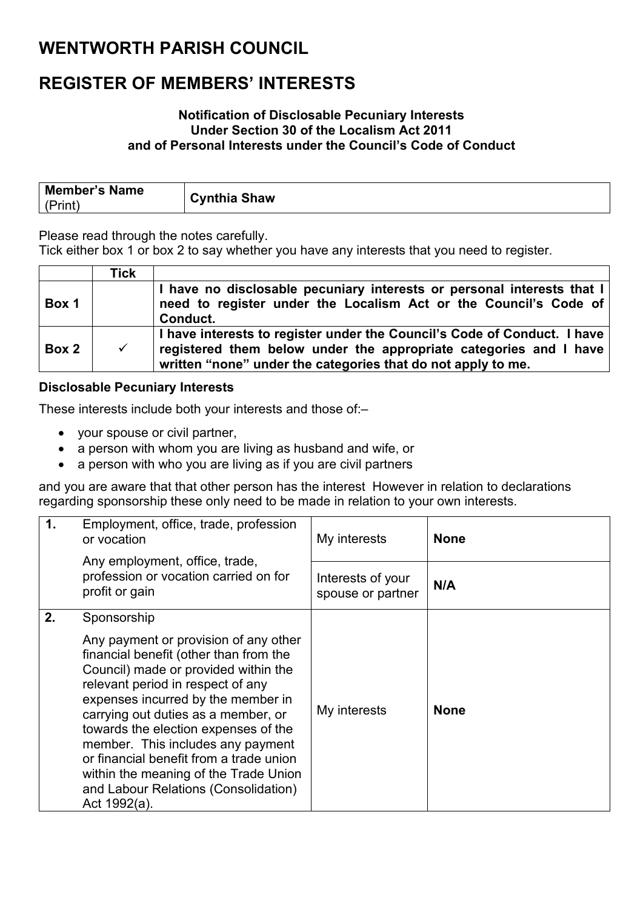# WENTWORTH PARISH COUNCIL

# REGISTER OF MEMBERS' INTERESTS

**Notification of Disclosable Pecuniary Interests**
**Under Section 30 of the Localism Act 2011**
**and of Personal Interests under the Council's Code of Conduct**

| **Member's Name** (Print) | **Cynthia Shaw** |
|---|---|

Please read through the notes carefully.
Tick either box 1 or box 2 to say whether you have any interests that you need to register.

| | Tick | |
|---|---|---|
| **Box 1** | | **I have no disclosable pecuniary interests or personal interests that I need to register under the Localism Act or the Council's Code of Conduct.** |
| **Box 2** | ✓ | **I have interests to register under the Council's Code of Conduct. I have registered them below under the appropriate categories and I have written "none" under the categories that do not apply to me.** |

**Disclosable Pecuniary Interests**

These interests include both your interests and those of:–

- your spouse or civil partner,
- a person with whom you are living as husband and wife, or
- a person with who you are living as if you are civil partners

and you are aware that that other person has the interest However in relation to declarations regarding sponsorship these only need to be made in relation to your own interests.

| **1.** | Employment, office, trade, profession or vocation<br><br>Any employment, office, trade, profession or vocation carried on for profit or gain | My interests | **None** |
|---|---|---|---|
| | | Interests of your spouse or partner | **N/A** |
| **2.** | Sponsorship<br><br>Any payment or provision of any other financial benefit (other than from the Council) made or provided within the relevant period in respect of any expenses incurred by the member in carrying out duties as a member, or towards the election expenses of the member. This includes any payment or financial benefit from a trade union within the meaning of the Trade Union and Labour Relations (Consolidation) Act 1992(a). | My interests | **None** |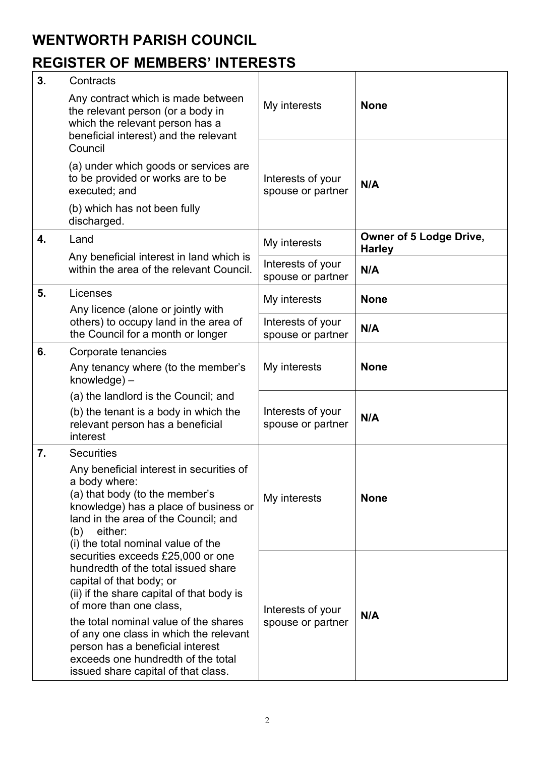# WENTWORTH PARISH COUNCIL

# REGISTER OF MEMBERS' INTERESTS

| | | | |
|---|---|---|---|
| **3.** | Contracts<br>Any contract which is made between the relevant person (or a body in which the relevant person has a beneficial interest) and the relevant Council<br>(a) under which goods or services are to be provided or works are to be executed; and<br>(b) which has not been fully discharged. | My interests | **None** |
| | | Interests of your spouse or partner | **N/A** |
| **4.** | Land<br>Any beneficial interest in land which is within the area of the relevant Council. | My interests | **Owner of 5 Lodge Drive, Harley** |
| | | Interests of your spouse or partner | **N/A** |
| **5.** | Licenses<br>Any licence (alone or jointly with others) to occupy land in the area of the Council for a month or longer | My interests | **None** |
| | | Interests of your spouse or partner | **N/A** |
| **6.** | Corporate tenancies<br>Any tenancy where (to the member's knowledge) –<br>(a) the landlord is the Council; and<br>(b) the tenant is a body in which the relevant person has a beneficial interest | My interests | **None** |
| | | Interests of your spouse or partner | **N/A** |
| **7.** | Securities<br>Any beneficial interest in securities of a body where:<br>(a) that body (to the member's knowledge) has a place of business or land in the area of the Council; and<br>(b) either:<br>(i) the total nominal value of the securities exceeds £25,000 or one hundredth of the total issued share capital of that body; or<br>(ii) if the share capital of that body is of more than one class,<br>the total nominal value of the shares of any one class in which the relevant person has a beneficial interest exceeds one hundredth of the total issued share capital of that class. | My interests | **None** |
| | | Interests of your spouse or partner | **N/A** |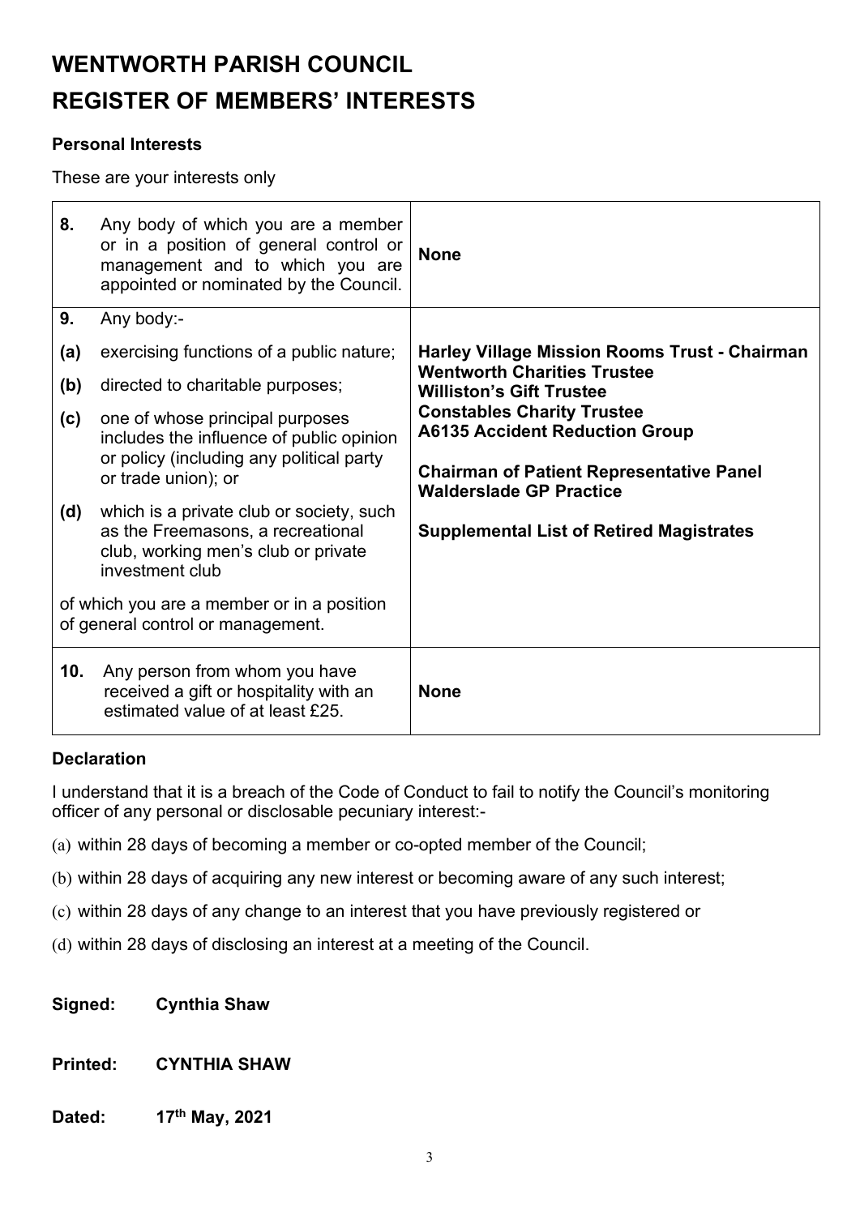# WENTWORTH PARISH COUNCIL

# REGISTER OF MEMBERS' INTERESTS

**Personal Interests**

These are your interests only

| | |
|---|---|
| **8.** Any body of which you are a member or in a position of general control or management and to which you are appointed or nominated by the Council. | **None** |
| **9.** Any body:-<br>**(a)** exercising functions of a public nature;<br>**(b)** directed to charitable purposes;<br>**(c)** one of whose principal purposes includes the influence of public opinion or policy (including any political party or trade union); or<br>**(d)** which is a private club or society, such as the Freemasons, a recreational club, working men's club or private investment club<br>of which you are a member or in a position of general control or management. | **Harley Village Mission Rooms Trust - Chairman**<br>**Wentworth Charities Trustee**<br>**Williston's Gift Trustee**<br>**Constables Charity Trustee**<br>**A6135 Accident Reduction Group**<br>**Chairman of Patient Representative Panel Walderslade GP Practice**<br>**Supplemental List of Retired Magistrates** |
| **10.** Any person from whom you have received a gift or hospitality with an estimated value of at least £25. | **None** |

**Declaration**

I understand that it is a breach of the Code of Conduct to fail to notify the Council's monitoring officer of any personal or disclosable pecuniary interest:-

(a) within 28 days of becoming a member or co-opted member of the Council;

(b) within 28 days of acquiring any new interest or becoming aware of any such interest;

(c) within 28 days of any change to an interest that you have previously registered or

(d) within 28 days of disclosing an interest at a meeting of the Council.

**Signed:** **Cynthia Shaw**

**Printed:** **CYNTHIA SHAW**

**Dated:** **17th May, 2021**